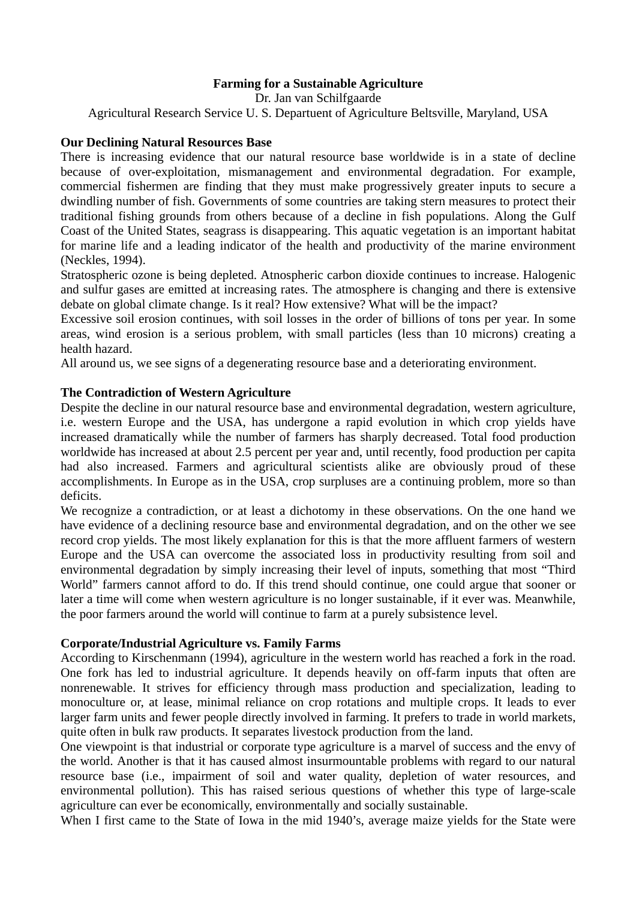**Farming for a Sustainable Agriculture**

Dr. Jan van Schilfgaarde

Agricultural Research Service U. S. Departuent of Agriculture Beltsville, Maryland, USA

## Our Declining Natural Resources Base

There is increasing evidence that our natural resource base worldwide is in a state of decline because of over-exploitation, mismanagement and environmental degradation. For example, commercial fishermen are finding that they must make progressively greater inputs to secure a dwindling number of fish. Governments of some countries are taking stern measures to protect their traditional fishing grounds from others because of a decline in fish populations. Along the Gulf Coast of the United States, seagrass is disappearing. This aquatic vegetation is an important habitat for marine life and a leading indicator of the health and productivity of the marine environment (Neckles, 1994).

Stratospheric ozone is being depleted. Atnospheric carbon dioxide continues to increase. Halogenic and sulfur gases are emitted at increasing rates. The atmosphere is changing and there is extensive debate on global climate change. Is it real? How extensive? What will be the impact?

Excessive soil erosion continues, with soil losses in the order of billions of tons per year. In some areas, wind erosion is a serious problem, with small particles (less than 10 microns) creating a health hazard.

All around us, we see signs of a degenerating resource base and a deteriorating environment.

## The Contradiction of Western Agriculture

Despite the decline in our natural resource base and environmental degradation, western agriculture, i.e. western Europe and the USA, has undergone a rapid evolution in which crop yields have increased dramatically while the number of farmers has sharply decreased. Total food production worldwide has increased at about 2.5 percent per year and, until recently, food production per capita had also increased. Farmers and agricultural scientists alike are obviously proud of these accomplishments. In Europe as in the USA, crop surpluses are a continuing problem, more so than deficits.

We recognize a contradiction, or at least a dichotomy in these observations. On the one hand we have evidence of a declining resource base and environmental degradation, and on the other we see record crop yields. The most likely explanation for this is that the more affluent farmers of western Europe and the USA can overcome the associated loss in productivity resulting from soil and environmental degradation by simply increasing their level of inputs, something that most "Third World" farmers cannot afford to do. If this trend should continue, one could argue that sooner or later a time will come when western agriculture is no longer sustainable, if it ever was. Meanwhile, the poor farmers around the world will continue to farm at a purely subsistence level.

## Corporate/Industrial Agriculture vs. Family Farms

According to Kirschenmann (1994), agriculture in the western world has reached a fork in the road. One fork has led to industrial agriculture. It depends heavily on off-farm inputs that often are nonrenewable. It strives for efficiency through mass production and specialization, leading to monoculture or, at lease, minimal reliance on crop rotations and multiple crops. It leads to ever larger farm units and fewer people directly involved in farming. It prefers to trade in world markets, quite often in bulk raw products. It separates livestock production from the land.

One viewpoint is that industrial or corporate type agriculture is a marvel of success and the envy of the world. Another is that it has caused almost insurmountable problems with regard to our natural resource base (i.e., impairment of soil and water quality, depletion of water resources, and environmental pollution). This has raised serious questions of whether this type of large-scale agriculture can ever be economically, environmentally and socially sustainable.

When I first came to the State of Iowa in the mid 1940's, average maize yields for the State were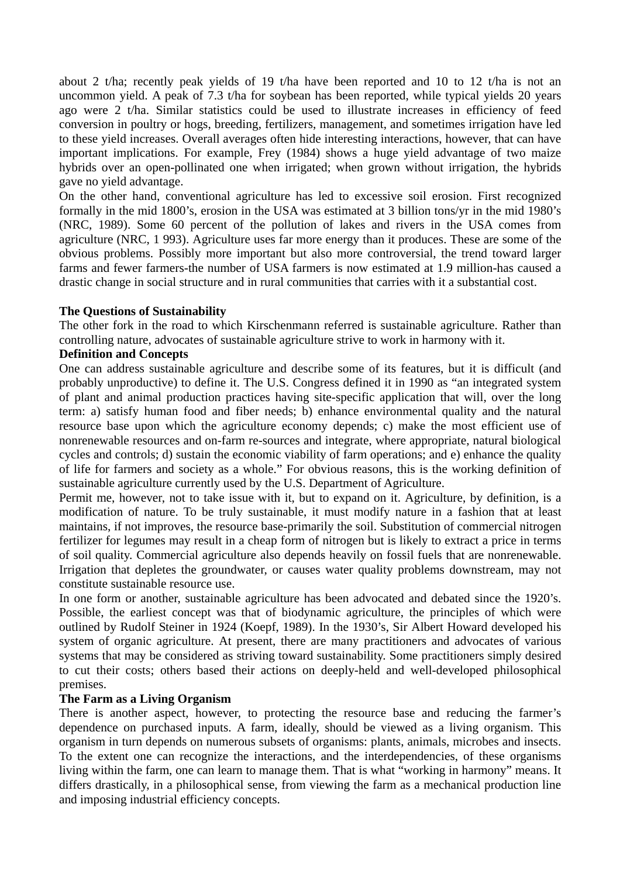about 2 t/ha; recently peak yields of 19 t/ha have been reported and 10 to 12 t/ha is not an uncommon yield. A peak of 7.3 t/ha for soybean has been reported, while typical yields 20 years ago were 2 t/ha. Similar statistics could be used to illustrate increases in efficiency of feed conversion in poultry or hogs, breeding, fertilizers, management, and sometimes irrigation have led to these yield increases. Overall averages often hide interesting interactions, however, that can have important implications. For example, Frey (1984) shows a huge yield advantage of two maize hybrids over an open-pollinated one when irrigated; when grown without irrigation, the hybrids gave no yield advantage.

On the other hand, conventional agriculture has led to excessive soil erosion. First recognized formally in the mid 1800's, erosion in the USA was estimated at 3 billion tons/yr in the mid 1980's (NRC, 1989). Some 60 percent of the pollution of lakes and rivers in the USA comes from agriculture (NRC, 1 993). Agriculture uses far more energy than it produces. These are some of the obvious problems. Possibly more important but also more controversial, the trend toward larger farms and fewer farmers-the number of USA farmers is now estimated at 1.9 million-has caused a drastic change in social structure and in rural communities that carries with it a substantial cost.

**The Questions of Sustainability**

The other fork in the road to which Kirschenmann referred is sustainable agriculture. Rather than controlling nature, advocates of sustainable agriculture strive to work in harmony with it.

**Definition and Concepts**

One can address sustainable agriculture and describe some of its features, but it is difficult (and probably unproductive) to define it. The U.S. Congress defined it in 1990 as "an integrated system of plant and animal production practices having site-specific application that will, over the long term: a) satisfy human food and fiber needs; b) enhance environmental quality and the natural resource base upon which the agriculture economy depends; c) make the most efficient use of nonrenewable resources and on-farm re-sources and integrate, where appropriate, natural biological cycles and controls; d) sustain the economic viability of farm operations; and e) enhance the quality of life for farmers and society as a whole." For obvious reasons, this is the working definition of sustainable agriculture currently used by the U.S. Department of Agriculture.

Permit me, however, not to take issue with it, but to expand on it. Agriculture, by definition, is a modification of nature. To be truly sustainable, it must modify nature in a fashion that at least maintains, if not improves, the resource base-primarily the soil. Substitution of commercial nitrogen fertilizer for legumes may result in a cheap form of nitrogen but is likely to extract a price in terms of soil quality. Commercial agriculture also depends heavily on fossil fuels that are nonrenewable. Irrigation that depletes the groundwater, or causes water quality problems downstream, may not constitute sustainable resource use.

In one form or another, sustainable agriculture has been advocated and debated since the 1920's. Possible, the earliest concept was that of biodynamic agriculture, the principles of which were outlined by Rudolf Steiner in 1924 (Koepf, 1989). In the 1930's, Sir Albert Howard developed his system of organic agriculture. At present, there are many practitioners and advocates of various systems that may be considered as striving toward sustainability. Some practitioners simply desired to cut their costs; others based their actions on deeply-held and well-developed philosophical premises.

**The Farm as a Living Organism**

There is another aspect, however, to protecting the resource base and reducing the farmer's dependence on purchased inputs. A farm, ideally, should be viewed as a living organism. This organism in turn depends on numerous subsets of organisms: plants, animals, microbes and insects. To the extent one can recognize the interactions, and the interdependencies, of these organisms living within the farm, one can learn to manage them. That is what "working in harmony" means. It differs drastically, in a philosophical sense, from viewing the farm as a mechanical production line and imposing industrial efficiency concepts.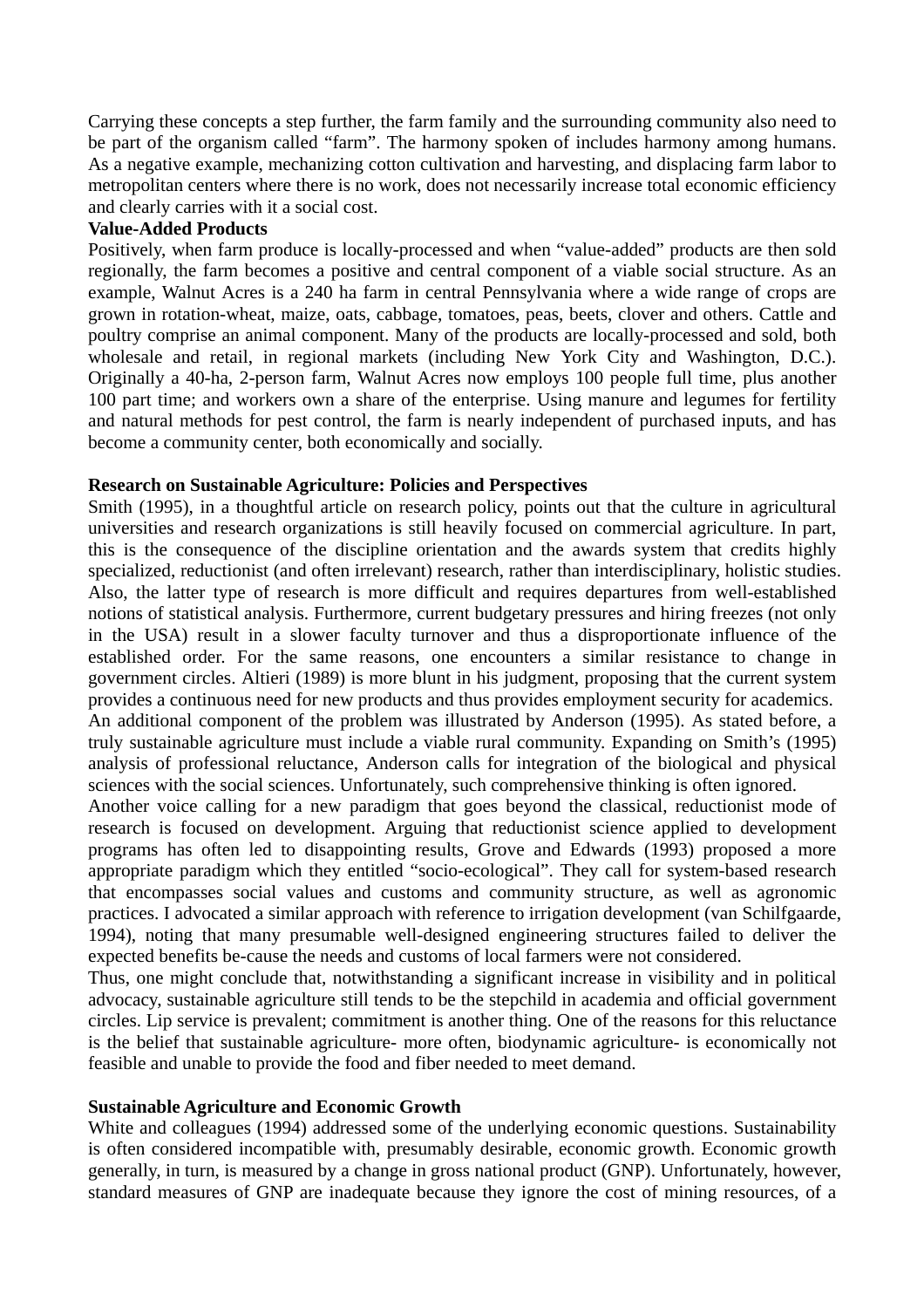Carrying these concepts a step further, the farm family and the surrounding community also need to be part of the organism called "farm". The harmony spoken of includes harmony among humans. As a negative example, mechanizing cotton cultivation and harvesting, and displacing farm labor to metropolitan centers where there is no work, does not necessarily increase total economic efficiency and clearly carries with it a social cost.

**Value-Added Products**

Positively, when farm produce is locally-processed and when "value-added" products are then sold regionally, the farm becomes a positive and central component of a viable social structure. As an example, Walnut Acres is a 240 ha farm in central Pennsylvania where a wide range of crops are grown in rotation-wheat, maize, oats, cabbage, tomatoes, peas, beets, clover and others. Cattle and poultry comprise an animal component. Many of the products are locally-processed and sold, both wholesale and retail, in regional markets (including New York City and Washington, D.C.). Originally a 40-ha, 2-person farm, Walnut Acres now employs 100 people full time, plus another 100 part time; and workers own a share of the enterprise. Using manure and legumes for fertility and natural methods for pest control, the farm is nearly independent of purchased inputs, and has become a community center, both economically and socially.

**Research on Sustainable Agriculture: Policies and Perspectives**

Smith (1995), in a thoughtful article on research policy, points out that the culture in agricultural universities and research organizations is still heavily focused on commercial agriculture. In part, this is the consequence of the discipline orientation and the awards system that credits highly specialized, reductionist (and often irrelevant) research, rather than interdisciplinary, holistic studies. Also, the latter type of research is more difficult and requires departures from well-established notions of statistical analysis. Furthermore, current budgetary pressures and hiring freezes (not only in the USA) result in a slower faculty turnover and thus a disproportionate influence of the established order. For the same reasons, one encounters a similar resistance to change in government circles. Altieri (1989) is more blunt in his judgment, proposing that the current system provides a continuous need for new products and thus provides employment security for academics.
An additional component of the problem was illustrated by Anderson (1995). As stated before, a truly sustainable agriculture must include a viable rural community. Expanding on Smith's (1995) analysis of professional reluctance, Anderson calls for integration of the biological and physical sciences with the social sciences. Unfortunately, such comprehensive thinking is often ignored.
Another voice calling for a new paradigm that goes beyond the classical, reductionist mode of research is focused on development. Arguing that reductionist science applied to development programs has often led to disappointing results, Grove and Edwards (1993) proposed a more appropriate paradigm which they entitled "socio-ecological". They call for system-based research that encompasses social values and customs and community structure, as well as agronomic practices. I advocated a similar approach with reference to irrigation development (van Schilfgaarde, 1994), noting that many presumable well-designed engineering structures failed to deliver the expected benefits be-cause the needs and customs of local farmers were not considered.
Thus, one might conclude that, notwithstanding a significant increase in visibility and in political advocacy, sustainable agriculture still tends to be the stepchild in academia and official government circles. Lip service is prevalent; commitment is another thing. One of the reasons for this reluctance is the belief that sustainable agriculture- more often, biodynamic agriculture- is economically not feasible and unable to provide the food and fiber needed to meet demand.

**Sustainable Agriculture and Economic Growth**

White and colleagues (1994) addressed some of the underlying economic questions. Sustainability is often considered incompatible with, presumably desirable, economic growth. Economic growth generally, in turn, is measured by a change in gross national product (GNP). Unfortunately, however, standard measures of GNP are inadequate because they ignore the cost of mining resources, of a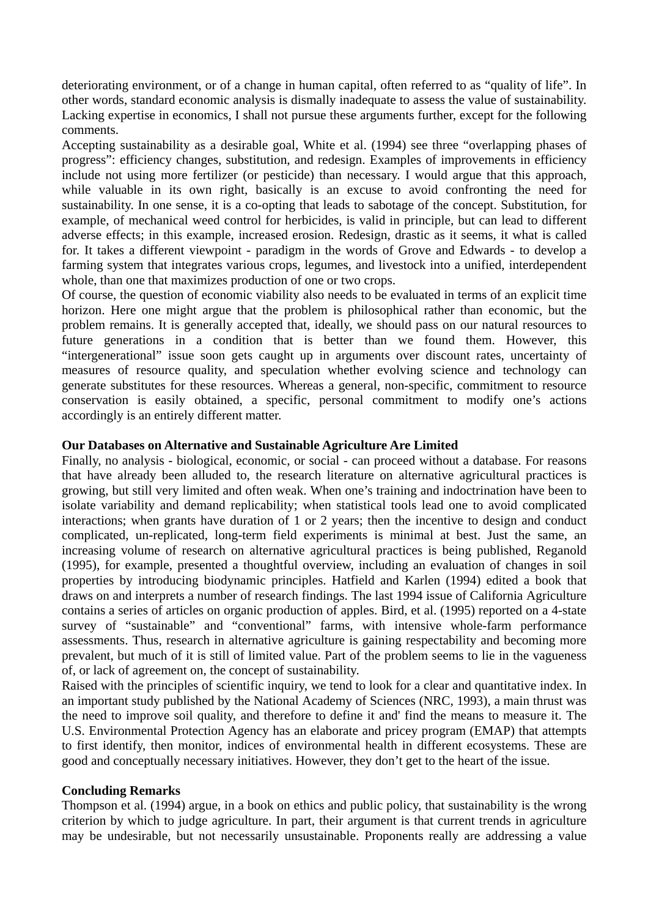deteriorating environment, or of a change in human capital, often referred to as "quality of life". In other words, standard economic analysis is dismally inadequate to assess the value of sustainability. Lacking expertise in economics, I shall not pursue these arguments further, except for the following comments.

Accepting sustainability as a desirable goal, White et al. (1994) see three "overlapping phases of progress": efficiency changes, substitution, and redesign. Examples of improvements in efficiency include not using more fertilizer (or pesticide) than necessary. I would argue that this approach, while valuable in its own right, basically is an excuse to avoid confronting the need for sustainability. In one sense, it is a co-opting that leads to sabotage of the concept. Substitution, for example, of mechanical weed control for herbicides, is valid in principle, but can lead to different adverse effects; in this example, increased erosion. Redesign, drastic as it seems, it what is called for. It takes a different viewpoint - paradigm in the words of Grove and Edwards - to develop a farming system that integrates various crops, legumes, and livestock into a unified, interdependent whole, than one that maximizes production of one or two crops.

Of course, the question of economic viability also needs to be evaluated in terms of an explicit time horizon. Here one might argue that the problem is philosophical rather than economic, but the problem remains. It is generally accepted that, ideally, we should pass on our natural resources to future generations in a condition that is better than we found them. However, this "intergenerational" issue soon gets caught up in arguments over discount rates, uncertainty of measures of resource quality, and speculation whether evolving science and technology can generate substitutes for these resources. Whereas a general, non-specific, commitment to resource conservation is easily obtained, a specific, personal commitment to modify one's actions accordingly is an entirely different matter.

**Our Databases on Alternative and Sustainable Agriculture Are Limited**

Finally, no analysis - biological, economic, or social - can proceed without a database. For reasons that have already been alluded to, the research literature on alternative agricultural practices is growing, but still very limited and often weak. When one's training and indoctrination have been to isolate variability and demand replicability; when statistical tools lead one to avoid complicated interactions; when grants have duration of 1 or 2 years; then the incentive to design and conduct complicated, un-replicated, long-term field experiments is minimal at best. Just the same, an increasing volume of research on alternative agricultural practices is being published, Reganold (1995), for example, presented a thoughtful overview, including an evaluation of changes in soil properties by introducing biodynamic principles. Hatfield and Karlen (1994) edited a book that draws on and interprets a number of research findings. The last 1994 issue of California Agriculture contains a series of articles on organic production of apples. Bird, et al. (1995) reported on a 4-state survey of "sustainable" and "conventional" farms, with intensive whole-farm performance assessments. Thus, research in alternative agriculture is gaining respectability and becoming more prevalent, but much of it is still of limited value. Part of the problem seems to lie in the vagueness of, or lack of agreement on, the concept of sustainability.

Raised with the principles of scientific inquiry, we tend to look for a clear and quantitative index. In an important study published by the National Academy of Sciences (NRC, 1993), a main thrust was the need to improve soil quality, and therefore to define it and' find the means to measure it. The U.S. Environmental Protection Agency has an elaborate and pricey program (EMAP) that attempts to first identify, then monitor, indices of environmental health in different ecosystems. These are good and conceptually necessary initiatives. However, they don't get to the heart of the issue.

**Concluding Remarks**

Thompson et al. (1994) argue, in a book on ethics and public policy, that sustainability is the wrong criterion by which to judge agriculture. In part, their argument is that current trends in agriculture may be undesirable, but not necessarily unsustainable. Proponents really are addressing a value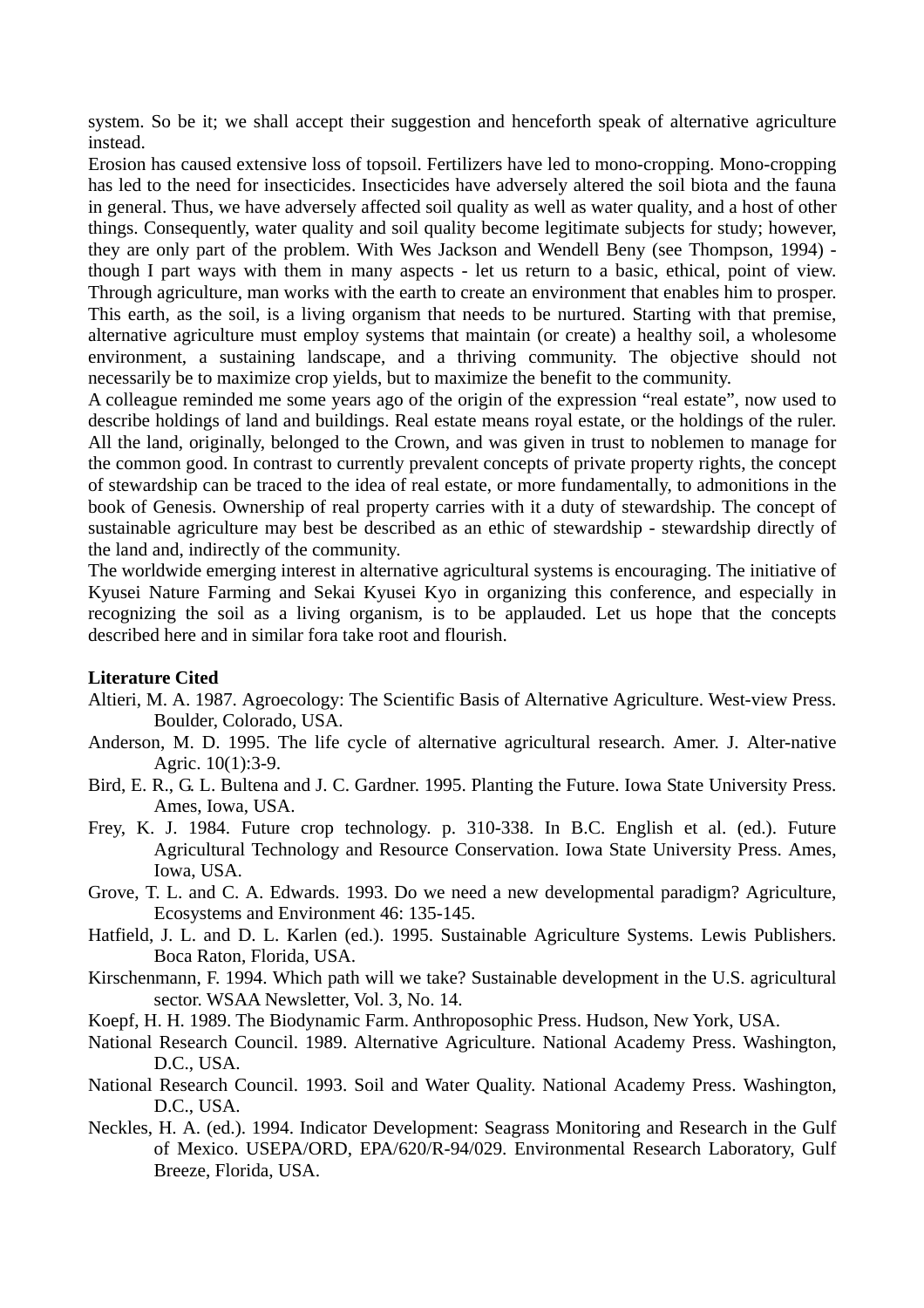system. So be it; we shall accept their suggestion and henceforth speak of alternative agriculture instead.

Erosion has caused extensive loss of topsoil. Fertilizers have led to mono-cropping. Mono-cropping has led to the need for insecticides. Insecticides have adversely altered the soil biota and the fauna in general. Thus, we have adversely affected soil quality as well as water quality, and a host of other things. Consequently, water quality and soil quality become legitimate subjects for study; however, they are only part of the problem. With Wes Jackson and Wendell Beny (see Thompson, 1994) - though I part ways with them in many aspects - let us return to a basic, ethical, point of view. Through agriculture, man works with the earth to create an environment that enables him to prosper. This earth, as the soil, is a living organism that needs to be nurtured. Starting with that premise, alternative agriculture must employ systems that maintain (or create) a healthy soil, a wholesome environment, a sustaining landscape, and a thriving community. The objective should not necessarily be to maximize crop yields, but to maximize the benefit to the community.

A colleague reminded me some years ago of the origin of the expression "real estate", now used to describe holdings of land and buildings. Real estate means royal estate, or the holdings of the ruler. All the land, originally, belonged to the Crown, and was given in trust to noblemen to manage for the common good. In contrast to currently prevalent concepts of private property rights, the concept of stewardship can be traced to the idea of real estate, or more fundamentally, to admonitions in the book of Genesis. Ownership of real property carries with it a duty of stewardship. The concept of sustainable agriculture may best be described as an ethic of stewardship - stewardship directly of the land and, indirectly of the community.

The worldwide emerging interest in alternative agricultural systems is encouraging. The initiative of Kyusei Nature Farming and Sekai Kyusei Kyo in organizing this conference, and especially in recognizing the soil as a living organism, is to be applauded. Let us hope that the concepts described here and in similar fora take root and flourish.

**Literature Cited**

Altieri, M. A. 1987. Agroecology: The Scientific Basis of Alternative Agriculture. West-view Press. Boulder, Colorado, USA.

Anderson, M. D. 1995. The life cycle of alternative agricultural research. Amer. J. Alter-native Agric. 10(1):3-9.

Bird, E. R., G. L. Bultena and J. C. Gardner. 1995. Planting the Future. Iowa State University Press. Ames, Iowa, USA.

Frey, K. J. 1984. Future crop technology. p. 310-338. In B.C. English et al. (ed.). Future Agricultural Technology and Resource Conservation. Iowa State University Press. Ames, Iowa, USA.

Grove, T. L. and C. A. Edwards. 1993. Do we need a new developmental paradigm? Agriculture, Ecosystems and Environment 46: 135-145.

Hatfield, J. L. and D. L. Karlen (ed.). 1995. Sustainable Agriculture Systems. Lewis Publishers. Boca Raton, Florida, USA.

Kirschenmann, F. 1994. Which path will we take? Sustainable development in the U.S. agricultural sector. WSAA Newsletter, Vol. 3, No. 14.

Koepf, H. H. 1989. The Biodynamic Farm. Anthroposophic Press. Hudson, New York, USA.

National Research Council. 1989. Alternative Agriculture. National Academy Press. Washington, D.C., USA.

National Research Council. 1993. Soil and Water Quality. National Academy Press. Washington, D.C., USA.

Neckles, H. A. (ed.). 1994. Indicator Development: Seagrass Monitoring and Research in the Gulf of Mexico. USEPA/ORD, EPA/620/R-94/029. Environmental Research Laboratory, Gulf Breeze, Florida, USA.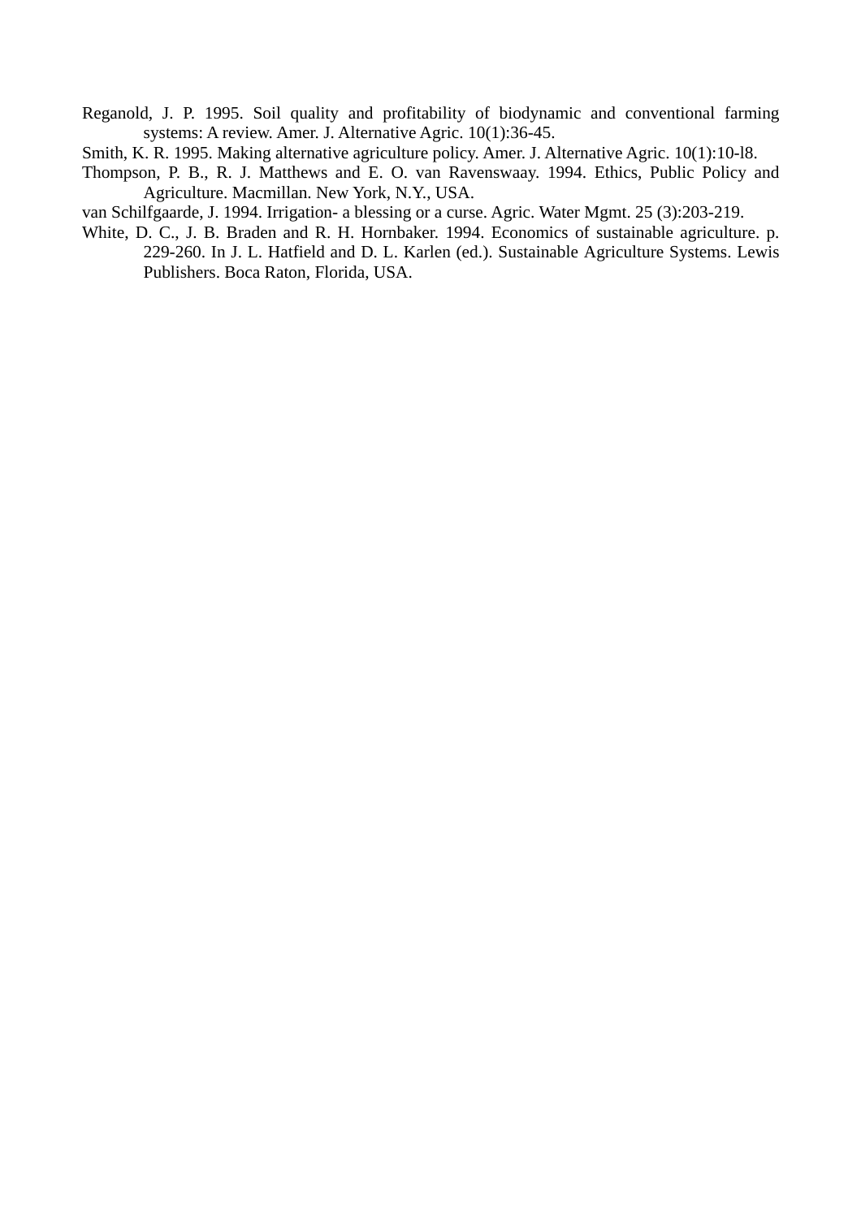Reganold, J. P. 1995. Soil quality and profitability of biodynamic and conventional farming systems: A review. Amer. J. Alternative Agric. 10(1):36-45.

Smith, K. R. 1995. Making alternative agriculture policy. Amer. J. Alternative Agric. 10(1):10-l8.

Thompson, P. B., R. J. Matthews and E. O. van Ravenswaay. 1994. Ethics, Public Policy and Agriculture. Macmillan. New York, N.Y., USA.

van Schilfgaarde, J. 1994. Irrigation- a blessing or a curse. Agric. Water Mgmt. 25 (3):203-219.

White, D. C., J. B. Braden and R. H. Hornbaker. 1994. Economics of sustainable agriculture. p. 229-260. In J. L. Hatfield and D. L. Karlen (ed.). Sustainable Agriculture Systems. Lewis Publishers. Boca Raton, Florida, USA.